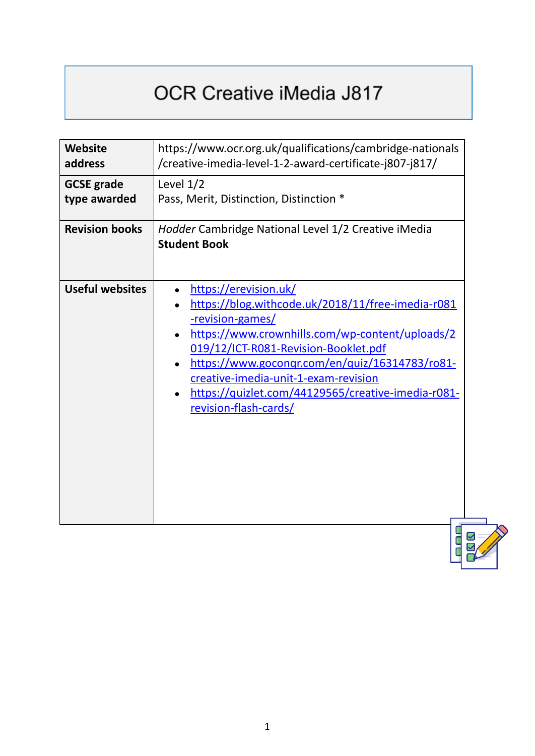# OCR Creative iMedia J817

| | |
|---|---|
| **Website address** | https://www.ocr.org.uk/qualifications/cambridge-nationals/creative-imedia-level-1-2-award-certificate-j807-j817/ |
| **GCSE grade type awarded** | Level 1/2<br>Pass, Merit, Distinction, Distinction * |
| **Revision books** | *Hodder* Cambridge National Level 1/2 Creative iMedia **Student Book** |
| **Useful websites** | • https://erevision.uk/<br>• https://blog.withcode.uk/2018/11/free-imedia-r081-revision-games/<br>• https://www.crownhills.com/wp-content/uploads/2019/12/ICT-R081-Revision-Booklet.pdf<br>• https://www.goconqr.com/en/quiz/16314783/ro81-creative-imedia-unit-1-exam-revision<br>• https://quizlet.com/44129565/creative-imedia-r081-revision-flash-cards/ |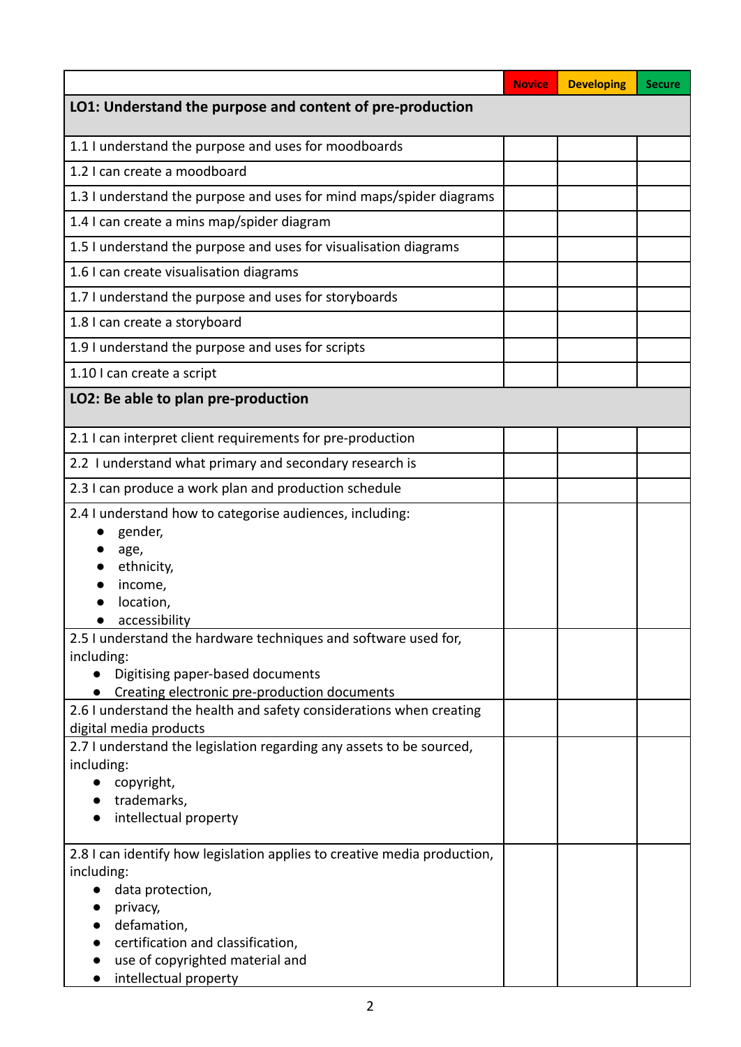| | Novice | Developing | Secure |
|---|---|---|---|
| **LO1: Understand the purpose and content of pre-production** | | | |
| 1.1 I understand the purpose and uses for moodboards | | | |
| 1.2 I can create a moodboard | | | |
| 1.3 I understand the purpose and uses for mind maps/spider diagrams | | | |
| 1.4 I can create a mins map/spider diagram | | | |
| 1.5 I understand the purpose and uses for visualisation diagrams | | | |
| 1.6 I can create visualisation diagrams | | | |
| 1.7 I understand the purpose and uses for storyboards | | | |
| 1.8 I can create a storyboard | | | |
| 1.9 I understand the purpose and uses for scripts | | | |
| 1.10 I can create a script | | | |
| **LO2: Be able to plan pre-production** | | | |
| 2.1 I can interpret client requirements for pre-production | | | |
| 2.2 I understand what primary and secondary research is | | | |
| 2.3 I can produce a work plan and production schedule | | | |
| 2.4 I understand how to categorise audiences, including: <br>● gender, <br>● age, <br>● ethnicity, <br>● income, <br>● location, <br>● accessibility | | | |
| 2.5 I understand the hardware techniques and software used for, including: <br>● Digitising paper-based documents <br>● Creating electronic pre-production documents | | | |
| 2.6 I understand the health and safety considerations when creating digital media products | | | |
| 2.7 I understand the legislation regarding any assets to be sourced, including: <br>● copyright, <br>● trademarks, <br>● intellectual property | | | |
| 2.8 I can identify how legislation applies to creative media production, including: <br>● data protection, <br>● privacy, <br>● defamation, <br>● certification and classification, <br>● use of copyrighted material and <br>● intellectual property | | | |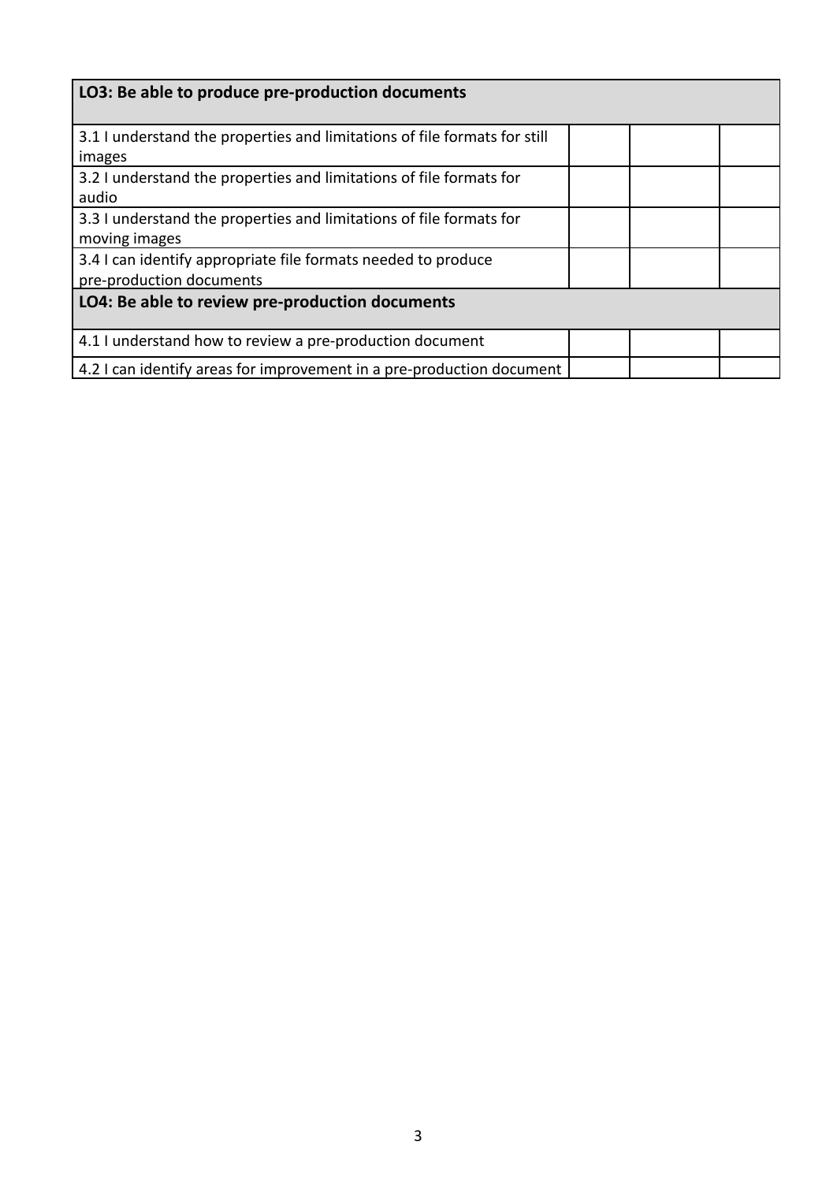| LO3: Be able to produce pre-production documents | | | |
|---|---|---|---|
| 3.1 I understand the properties and limitations of file formats for still images | | | |
| 3.2 I understand the properties and limitations of file formats for audio | | | |
| 3.3 I understand the properties and limitations of file formats for moving images | | | |
| 3.4 I can identify appropriate file formats needed to produce pre-production documents | | | |
| **LO4: Be able to review pre-production documents** | | | |
| 4.1 I understand how to review a pre-production document | | | |
| 4.2 I can identify areas for improvement in a pre-production document | | | |